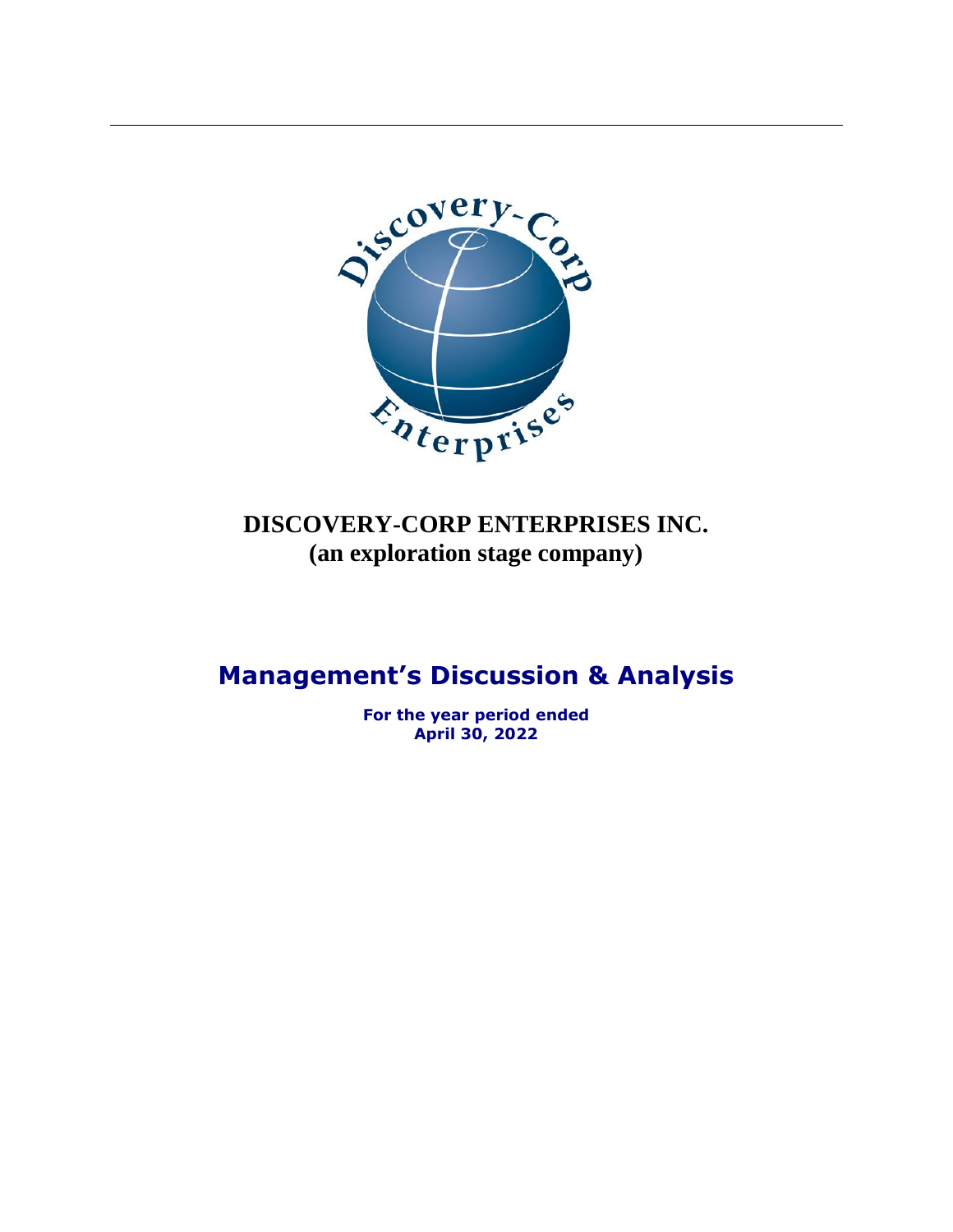# DISCOVERY-CORP ENTERPRISES INC.

**(an exploration stage company)**

## Management's Discussion & Analysis

**For the year period ended**
**April 30, 2022**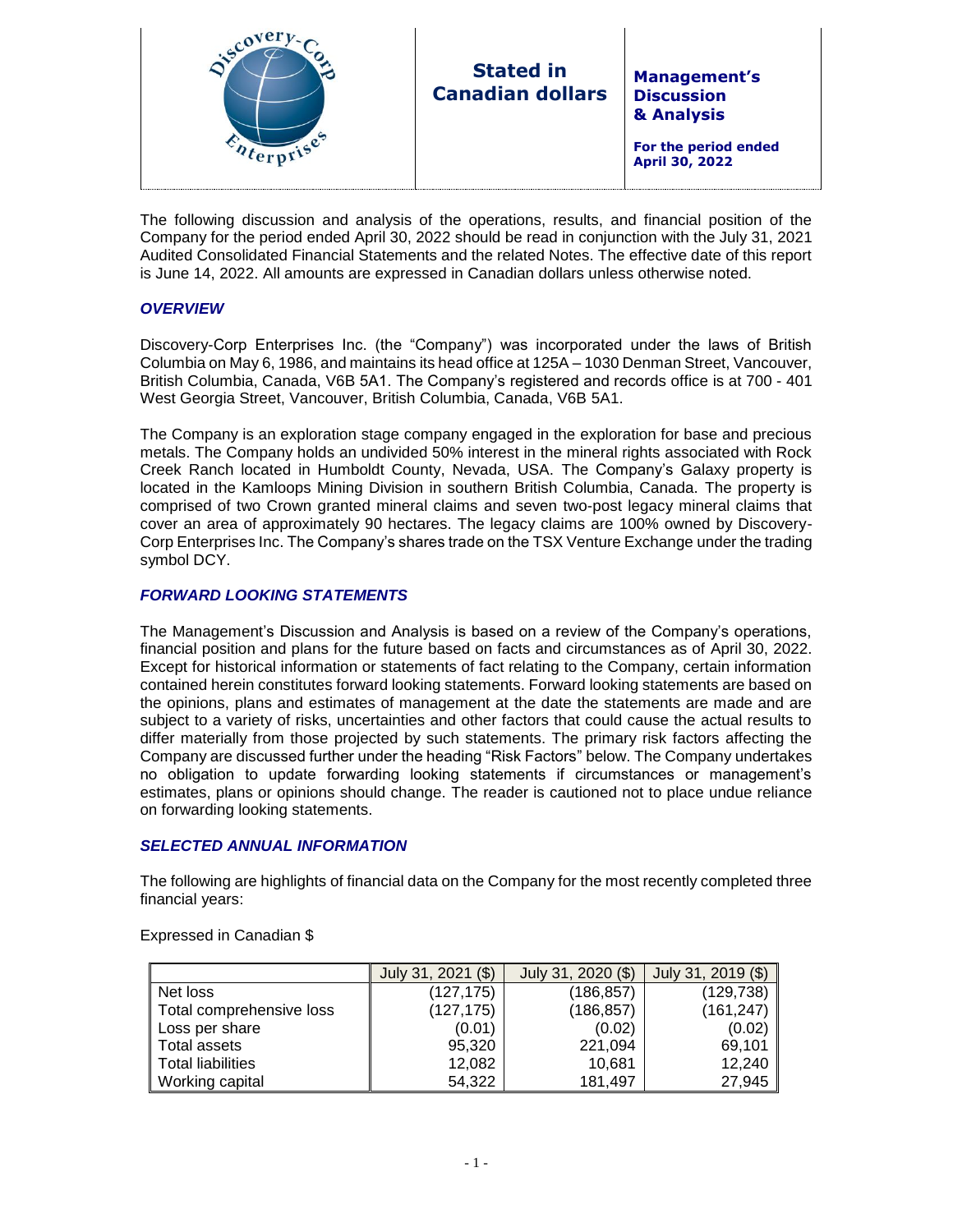The following discussion and analysis of the operations, results, and financial position of the Company for the period ended April 30, 2022 should be read in conjunction with the July 31, 2021 Audited Consolidated Financial Statements and the related Notes. The effective date of this report is June 14, 2022. All amounts are expressed in Canadian dollars unless otherwise noted.

## *OVERVIEW*

Discovery-Corp Enterprises Inc. (the "Company") was incorporated under the laws of British Columbia on May 6, 1986, and maintains its head office at 125A – 1030 Denman Street, Vancouver, British Columbia, Canada, V6B 5A1. The Company's registered and records office is at 700 - 401 West Georgia Street, Vancouver, British Columbia, Canada, V6B 5A1.

The Company is an exploration stage company engaged in the exploration for base and precious metals. The Company holds an undivided 50% interest in the mineral rights associated with Rock Creek Ranch located in Humboldt County, Nevada, USA. The Company's Galaxy property is located in the Kamloops Mining Division in southern British Columbia, Canada. The property is comprised of two Crown granted mineral claims and seven two-post legacy mineral claims that cover an area of approximately 90 hectares. The legacy claims are 100% owned by Discovery-Corp Enterprises Inc. The Company's shares trade on the TSX Venture Exchange under the trading symbol DCY.

## *FORWARD LOOKING STATEMENTS*

The Management's Discussion and Analysis is based on a review of the Company's operations, financial position and plans for the future based on facts and circumstances as of April 30, 2022. Except for historical information or statements of fact relating to the Company, certain information contained herein constitutes forward looking statements. Forward looking statements are based on the opinions, plans and estimates of management at the date the statements are made and are subject to a variety of risks, uncertainties and other factors that could cause the actual results to differ materially from those projected by such statements. The primary risk factors affecting the Company are discussed further under the heading "Risk Factors" below. The Company undertakes no obligation to update forwarding looking statements if circumstances or management's estimates, plans or opinions should change. The reader is cautioned not to place undue reliance on forwarding looking statements.

## *SELECTED ANNUAL INFORMATION*

The following are highlights of financial data on the Company for the most recently completed three financial years:

Expressed in Canadian $

| | July 31, 2021 ($) | July 31, 2020 ($) | July 31, 2019 ($) |
|---|---|---|---|
| Net loss | (127,175) | (186,857) | (129,738) |
| Total comprehensive loss | (127,175) | (186,857) | (161,247) |
| Loss per share | (0.01) | (0.02) | (0.02) |
| Total assets | 95,320 | 221,094 | 69,101 |
| Total liabilities | 12,082 | 10,681 | 12,240 |
| Working capital | 54,322 | 181,497 | 27,945 |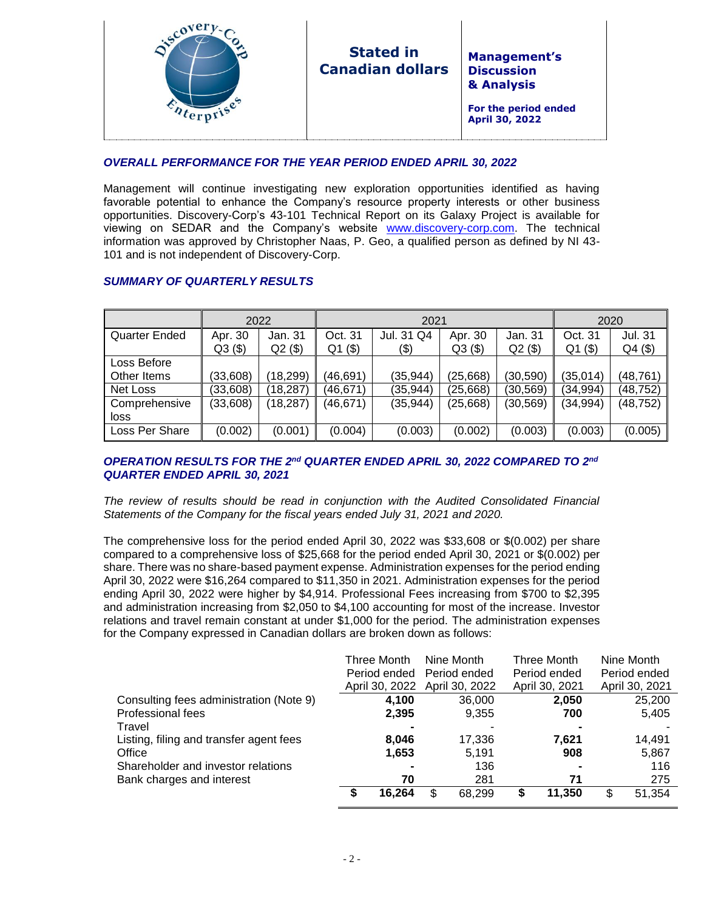## *OVERALL PERFORMANCE FOR THE YEAR PERIOD ENDED APRIL 30, 2022*

Management will continue investigating new exploration opportunities identified as having favorable potential to enhance the Company's resource property interests or other business opportunities. Discovery-Corp's 43-101 Technical Report on its Galaxy Project is available for viewing on SEDAR and the Company's website www.discovery-corp.com. The technical information was approved by Christopher Naas, P. Geo, a qualified person as defined by NI 43-101 and is not independent of Discovery-Corp.

## *SUMMARY OF QUARTERLY RESULTS*

| | 2022 | | 2021 | | | | 2020 | |
|---|---|---|---|---|---|---|---|---|
| Quarter Ended | Apr. 30 Q3 ($) | Jan. 31 Q2 ($) | Oct. 31 Q1 ($) | Jul. 31 Q4 ($) | Apr. 30 Q3 ($) | Jan. 31 Q2 ($) | Oct. 31 Q1 ($) | Jul. 31 Q4 ($) |
| Loss Before Other Items | (33,608) | (18,299) | (46,691) | (35,944) | (25,668) | (30,590) | (35,014) | (48,761) |
| Net Loss | (33,608) | (18,287) | (46,671) | (35,944) | (25,668) | (30,569) | (34,994) | (48,752) |
| Comprehensive loss | (33,608) | (18,287) | (46,671) | (35,944) | (25,668) | (30,569) | (34,994) | (48,752) |
| Loss Per Share | (0.002) | (0.001) | (0.004) | (0.003) | (0.002) | (0.003) | (0.003) | (0.005) |

## *OPERATION RESULTS FOR THE 2nd QUARTER ENDED APRIL 30, 2022 COMPARED TO 2nd QUARTER ENDED APRIL 30, 2021*

*The review of results should be read in conjunction with the Audited Consolidated Financial Statements of the Company for the fiscal years ended July 31, 2021 and 2020.*

The comprehensive loss for the period ended April 30, 2022 was $33,608 or $(0.002) per share compared to a comprehensive loss of $25,668 for the period ended April 30, 2021 or $(0.002) per share. There was no share-based payment expense. Administration expenses for the period ending April 30, 2022 were $16,264 compared to $11,350 in 2021. Administration expenses for the period ending April 30, 2022 were higher by $4,914. Professional Fees increasing from $700 to $2,395 and administration increasing from $2,050 to $4,100 accounting for most of the increase. Investor relations and travel remain constant at under $1,000 for the period. The administration expenses for the Company expressed in Canadian dollars are broken down as follows:

| | Three Month Period ended April 30, 2022 | Nine Month Period ended April 30, 2022 | Three Month Period ended April 30, 2021 | Nine Month Period ended April 30, 2021 |
|---|---|---|---|---|
| Consulting fees administration (Note 9) | **4,100** | 36,000 | **2,050** | 25,200 |
| Professional fees | **2,395** | 9,355 | **700** | 5,405 |
| Travel | **-** | - | **-** | - |
| Listing, filing and transfer agent fees | **8,046** | 17,336 | **7,621** | 14,491 |
| Office | **1,653** | 5,191 | **908** | 5,867 |
| Shareholder and investor relations | **-** | 136 | **-** | 116 |
| Bank charges and interest | **70** | 281 | **71** | 275 |
| | **$ 16,264** | $ 68,299 | **$ 11,350** | $ 51,354 |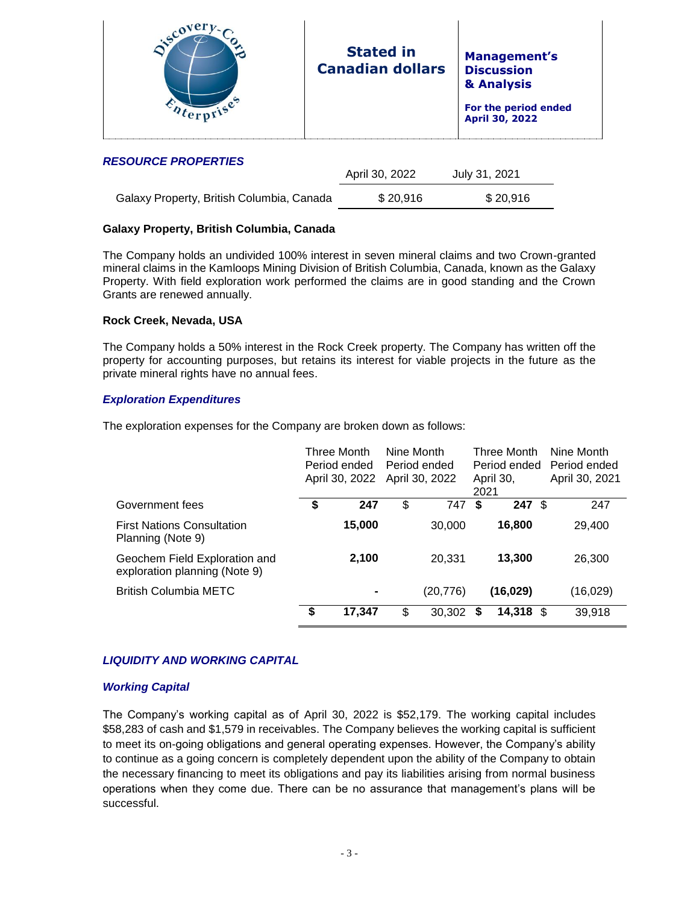### *RESOURCE PROPERTIES*

| | April 30, 2022 | July 31, 2021 |
|---|---|---|
| Galaxy Property, British Columbia, Canada | $ 20,916 | $ 20,916 |

**Galaxy Property, British Columbia, Canada**

The Company holds an undivided 100% interest in seven mineral claims and two Crown-granted mineral claims in the Kamloops Mining Division of British Columbia, Canada, known as the Galaxy Property. With field exploration work performed the claims are in good standing and the Crown Grants are renewed annually.

**Rock Creek, Nevada, USA**

The Company holds a 50% interest in the Rock Creek property. The Company has written off the property for accounting purposes, but retains its interest for viable projects in the future as the private mineral rights have no annual fees.

### *Exploration Expenditures*

The exploration expenses for the Company are broken down as follows:

| | Three Month Period ended April 30, 2022 | Nine Month Period ended April 30, 2022 | Three Month Period ended April 30, 2021 | Nine Month Period ended April 30, 2021 |
|---|---|---|---|---|
| Government fees | **$ 247** | $ 747 | **$ 247** | $ 247 |
| First Nations Consultation Planning (Note 9) | **15,000** | 30,000 | **16,800** | 29,400 |
| Geochem Field Exploration and exploration planning (Note 9) | **2,100** | 20,331 | **13,300** | 26,300 |
| British Columbia METC | **-** | (20,776) | **(16,029)** | (16,029) |
| | **$ 17,347** | $ 30,302 | **$ 14,318** | $ 39,918 |

### *LIQUIDITY AND WORKING CAPITAL*

### *Working Capital*

The Company's working capital as of April 30, 2022 is $52,179. The working capital includes $58,283 of cash and $1,579 in receivables. The Company believes the working capital is sufficient to meet its on-going obligations and general operating expenses. However, the Company's ability to continue as a going concern is completely dependent upon the ability of the Company to obtain the necessary financing to meet its obligations and pay its liabilities arising from normal business operations when they come due. There can be no assurance that management's plans will be successful.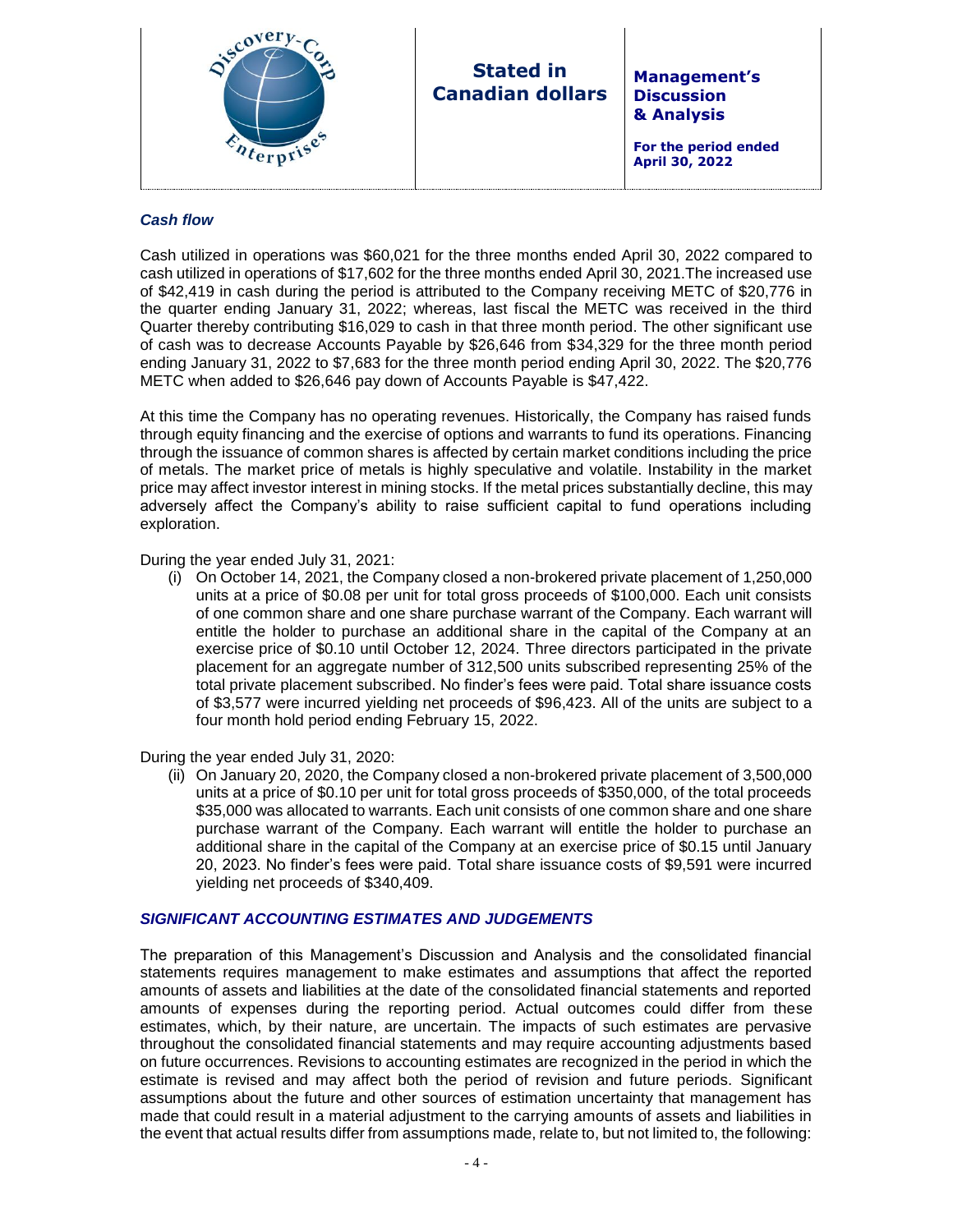### *Cash flow*

Cash utilized in operations was $60,021 for the three months ended April 30, 2022 compared to cash utilized in operations of $17,602 for the three months ended April 30, 2021.The increased use of $42,419 in cash during the period is attributed to the Company receiving METC of $20,776 in the quarter ending January 31, 2022; whereas, last fiscal the METC was received in the third Quarter thereby contributing $16,029 to cash in that three month period. The other significant use of cash was to decrease Accounts Payable by $26,646 from $34,329 for the three month period ending January 31, 2022 to $7,683 for the three month period ending April 30, 2022. The $20,776 METC when added to $26,646 pay down of Accounts Payable is $47,422.

At this time the Company has no operating revenues. Historically, the Company has raised funds through equity financing and the exercise of options and warrants to fund its operations. Financing through the issuance of common shares is affected by certain market conditions including the price of metals. The market price of metals is highly speculative and volatile. Instability in the market price may affect investor interest in mining stocks. If the metal prices substantially decline, this may adversely affect the Company's ability to raise sufficient capital to fund operations including exploration.

During the year ended July 31, 2021:

(i) On October 14, 2021, the Company closed a non-brokered private placement of 1,250,000 units at a price of $0.08 per unit for total gross proceeds of $100,000. Each unit consists of one common share and one share purchase warrant of the Company. Each warrant will entitle the holder to purchase an additional share in the capital of the Company at an exercise price of $0.10 until October 12, 2024. Three directors participated in the private placement for an aggregate number of 312,500 units subscribed representing 25% of the total private placement subscribed. No finder's fees were paid. Total share issuance costs of $3,577 were incurred yielding net proceeds of $96,423. All of the units are subject to a four month hold period ending February 15, 2022.

During the year ended July 31, 2020:

(ii) On January 20, 2020, the Company closed a non-brokered private placement of 3,500,000 units at a price of $0.10 per unit for total gross proceeds of $350,000, of the total proceeds $35,000 was allocated to warrants. Each unit consists of one common share and one share purchase warrant of the Company. Each warrant will entitle the holder to purchase an additional share in the capital of the Company at an exercise price of $0.15 until January 20, 2023. No finder's fees were paid. Total share issuance costs of $9,591 were incurred yielding net proceeds of $340,409.

### *SIGNIFICANT ACCOUNTING ESTIMATES AND JUDGEMENTS*

The preparation of this Management's Discussion and Analysis and the consolidated financial statements requires management to make estimates and assumptions that affect the reported amounts of assets and liabilities at the date of the consolidated financial statements and reported amounts of expenses during the reporting period. Actual outcomes could differ from these estimates, which, by their nature, are uncertain. The impacts of such estimates are pervasive throughout the consolidated financial statements and may require accounting adjustments based on future occurrences. Revisions to accounting estimates are recognized in the period in which the estimate is revised and may affect both the period of revision and future periods. Significant assumptions about the future and other sources of estimation uncertainty that management has made that could result in a material adjustment to the carrying amounts of assets and liabilities in the event that actual results differ from assumptions made, relate to, but not limited to, the following: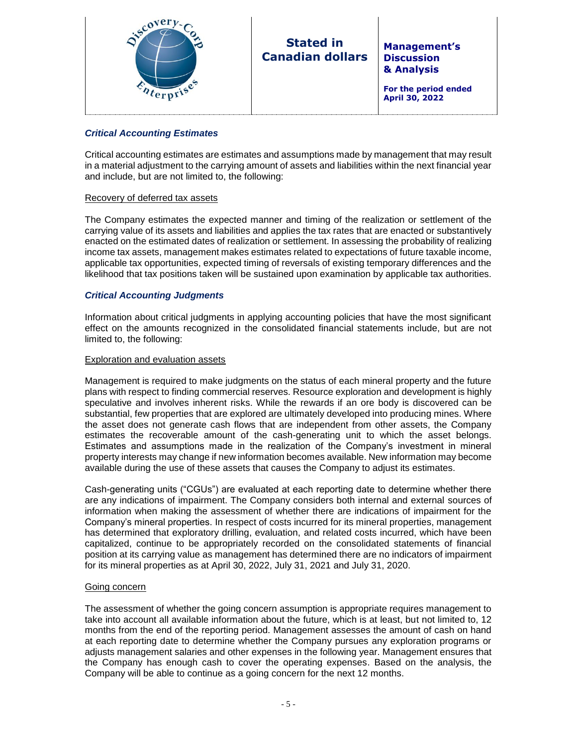### *Critical Accounting Estimates*

Critical accounting estimates are estimates and assumptions made by management that may result in a material adjustment to the carrying amount of assets and liabilities within the next financial year and include, but are not limited to, the following:

Recovery of deferred tax assets

The Company estimates the expected manner and timing of the realization or settlement of the carrying value of its assets and liabilities and applies the tax rates that are enacted or substantively enacted on the estimated dates of realization or settlement. In assessing the probability of realizing income tax assets, management makes estimates related to expectations of future taxable income, applicable tax opportunities, expected timing of reversals of existing temporary differences and the likelihood that tax positions taken will be sustained upon examination by applicable tax authorities.

### *Critical Accounting Judgments*

Information about critical judgments in applying accounting policies that have the most significant effect on the amounts recognized in the consolidated financial statements include, but are not limited to, the following:

Exploration and evaluation assets

Management is required to make judgments on the status of each mineral property and the future plans with respect to finding commercial reserves. Resource exploration and development is highly speculative and involves inherent risks. While the rewards if an ore body is discovered can be substantial, few properties that are explored are ultimately developed into producing mines. Where the asset does not generate cash flows that are independent from other assets, the Company estimates the recoverable amount of the cash-generating unit to which the asset belongs. Estimates and assumptions made in the realization of the Company's investment in mineral property interests may change if new information becomes available. New information may become available during the use of these assets that causes the Company to adjust its estimates.

Cash-generating units ("CGUs") are evaluated at each reporting date to determine whether there are any indications of impairment. The Company considers both internal and external sources of information when making the assessment of whether there are indications of impairment for the Company's mineral properties. In respect of costs incurred for its mineral properties, management has determined that exploratory drilling, evaluation, and related costs incurred, which have been capitalized, continue to be appropriately recorded on the consolidated statements of financial position at its carrying value as management has determined there are no indicators of impairment for its mineral properties as at April 30, 2022, July 31, 2021 and July 31, 2020.

Going concern

The assessment of whether the going concern assumption is appropriate requires management to take into account all available information about the future, which is at least, but not limited to, 12 months from the end of the reporting period. Management assesses the amount of cash on hand at each reporting date to determine whether the Company pursues any exploration programs or adjusts management salaries and other expenses in the following year. Management ensures that the Company has enough cash to cover the operating expenses. Based on the analysis, the Company will be able to continue as a going concern for the next 12 months.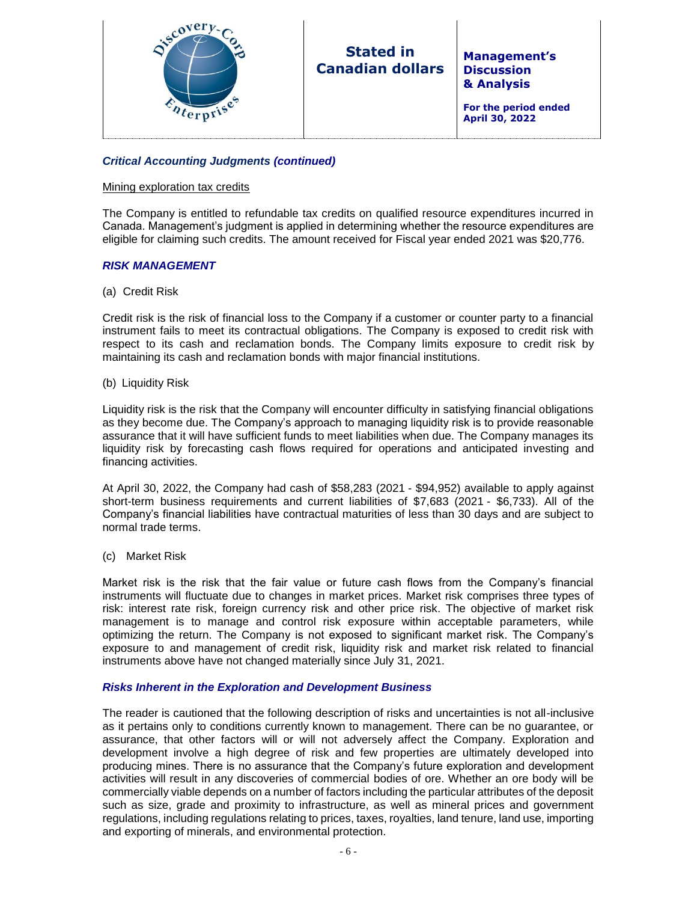### *Critical Accounting Judgments (continued)*

Mining exploration tax credits

The Company is entitled to refundable tax credits on qualified resource expenditures incurred in Canada. Management's judgment is applied in determining whether the resource expenditures are eligible for claiming such credits. The amount received for Fiscal year ended 2021 was $20,776.

### *RISK MANAGEMENT*

(a) Credit Risk

Credit risk is the risk of financial loss to the Company if a customer or counter party to a financial instrument fails to meet its contractual obligations. The Company is exposed to credit risk with respect to its cash and reclamation bonds. The Company limits exposure to credit risk by maintaining its cash and reclamation bonds with major financial institutions.

(b) Liquidity Risk

Liquidity risk is the risk that the Company will encounter difficulty in satisfying financial obligations as they become due. The Company's approach to managing liquidity risk is to provide reasonable assurance that it will have sufficient funds to meet liabilities when due. The Company manages its liquidity risk by forecasting cash flows required for operations and anticipated investing and financing activities.

At April 30, 2022, the Company had cash of $58,283 (2021 - $94,952) available to apply against short-term business requirements and current liabilities of $7,683 (2021 - $6,733). All of the Company's financial liabilities have contractual maturities of less than 30 days and are subject to normal trade terms.

(c) Market Risk

Market risk is the risk that the fair value or future cash flows from the Company's financial instruments will fluctuate due to changes in market prices. Market risk comprises three types of risk: interest rate risk, foreign currency risk and other price risk. The objective of market risk management is to manage and control risk exposure within acceptable parameters, while optimizing the return. The Company is not exposed to significant market risk. The Company's exposure to and management of credit risk, liquidity risk and market risk related to financial instruments above have not changed materially since July 31, 2021.

### *Risks Inherent in the Exploration and Development Business*

The reader is cautioned that the following description of risks and uncertainties is not all-inclusive as it pertains only to conditions currently known to management. There can be no guarantee, or assurance, that other factors will or will not adversely affect the Company. Exploration and development involve a high degree of risk and few properties are ultimately developed into producing mines. There is no assurance that the Company's future exploration and development activities will result in any discoveries of commercial bodies of ore. Whether an ore body will be commercially viable depends on a number of factors including the particular attributes of the deposit such as size, grade and proximity to infrastructure, as well as mineral prices and government regulations, including regulations relating to prices, taxes, royalties, land tenure, land use, importing and exporting of minerals, and environmental protection.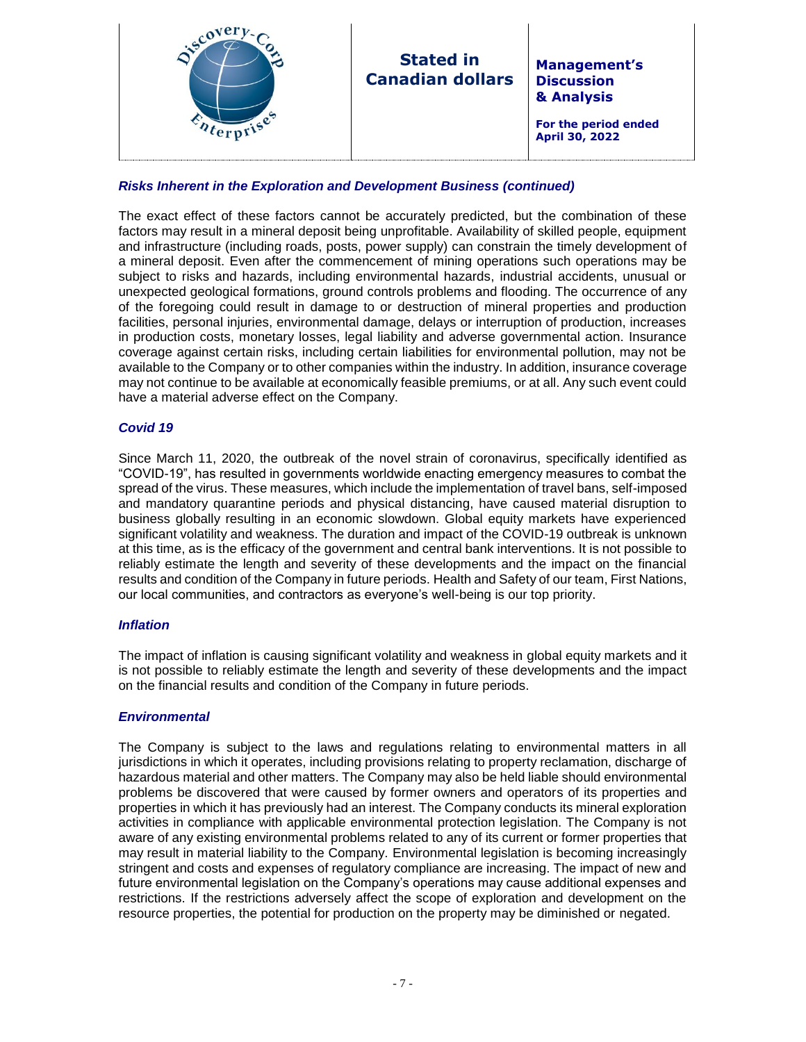### *Risks Inherent in the Exploration and Development Business (continued)*

The exact effect of these factors cannot be accurately predicted, but the combination of these factors may result in a mineral deposit being unprofitable. Availability of skilled people, equipment and infrastructure (including roads, posts, power supply) can constrain the timely development of a mineral deposit. Even after the commencement of mining operations such operations may be subject to risks and hazards, including environmental hazards, industrial accidents, unusual or unexpected geological formations, ground controls problems and flooding. The occurrence of any of the foregoing could result in damage to or destruction of mineral properties and production facilities, personal injuries, environmental damage, delays or interruption of production, increases in production costs, monetary losses, legal liability and adverse governmental action. Insurance coverage against certain risks, including certain liabilities for environmental pollution, may not be available to the Company or to other companies within the industry. In addition, insurance coverage may not continue to be available at economically feasible premiums, or at all. Any such event could have a material adverse effect on the Company.

### *Covid 19*

Since March 11, 2020, the outbreak of the novel strain of coronavirus, specifically identified as "COVID-19", has resulted in governments worldwide enacting emergency measures to combat the spread of the virus. These measures, which include the implementation of travel bans, self-imposed and mandatory quarantine periods and physical distancing, have caused material disruption to business globally resulting in an economic slowdown. Global equity markets have experienced significant volatility and weakness. The duration and impact of the COVID-19 outbreak is unknown at this time, as is the efficacy of the government and central bank interventions. It is not possible to reliably estimate the length and severity of these developments and the impact on the financial results and condition of the Company in future periods. Health and Safety of our team, First Nations, our local communities, and contractors as everyone's well-being is our top priority.

### *Inflation*

The impact of inflation is causing significant volatility and weakness in global equity markets and it is not possible to reliably estimate the length and severity of these developments and the impact on the financial results and condition of the Company in future periods.

### *Environmental*

The Company is subject to the laws and regulations relating to environmental matters in all jurisdictions in which it operates, including provisions relating to property reclamation, discharge of hazardous material and other matters. The Company may also be held liable should environmental problems be discovered that were caused by former owners and operators of its properties and properties in which it has previously had an interest. The Company conducts its mineral exploration activities in compliance with applicable environmental protection legislation. The Company is not aware of any existing environmental problems related to any of its current or former properties that may result in material liability to the Company. Environmental legislation is becoming increasingly stringent and costs and expenses of regulatory compliance are increasing. The impact of new and future environmental legislation on the Company's operations may cause additional expenses and restrictions. If the restrictions adversely affect the scope of exploration and development on the resource properties, the potential for production on the property may be diminished or negated.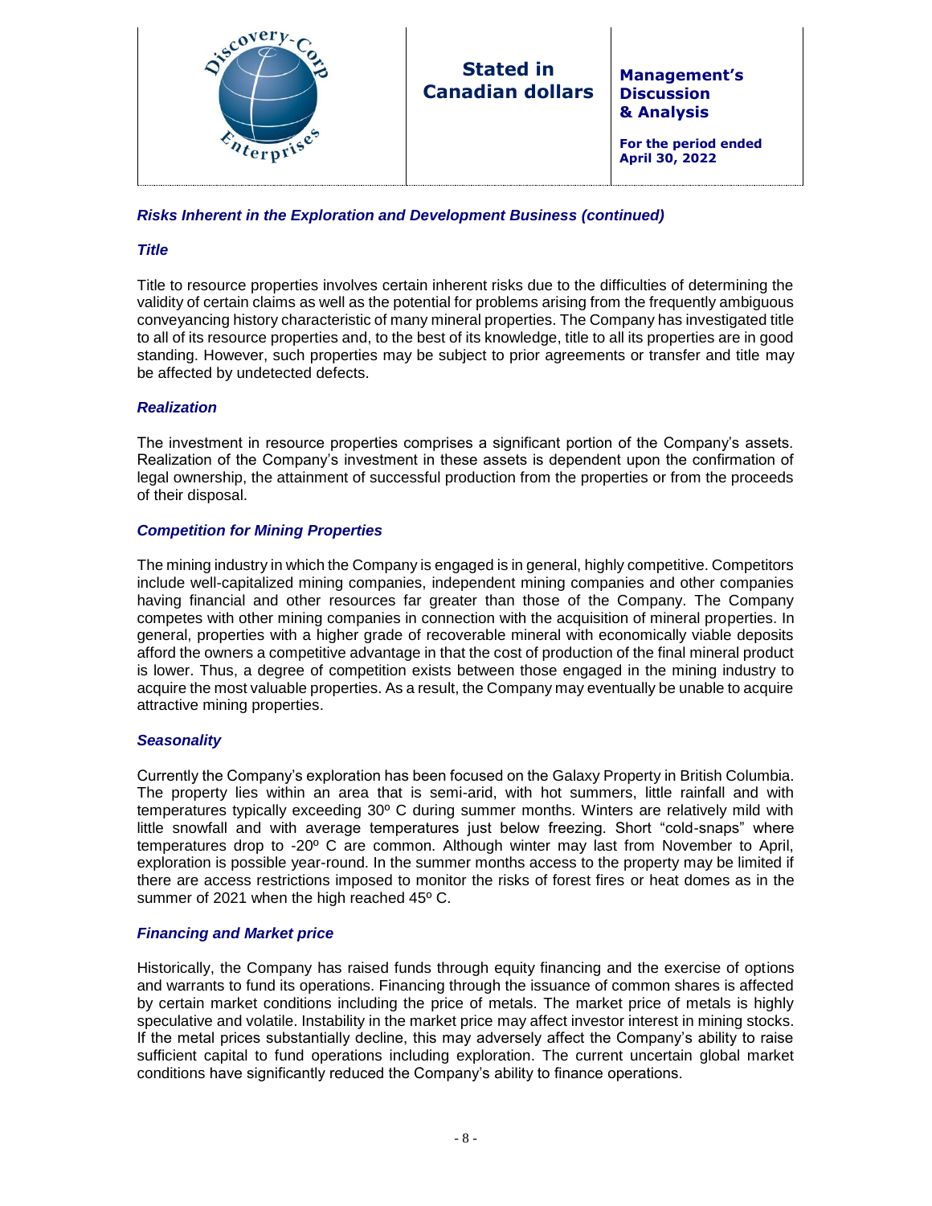### *Risks Inherent in the Exploration and Development Business (continued)*

#### *Title*

Title to resource properties involves certain inherent risks due to the difficulties of determining the validity of certain claims as well as the potential for problems arising from the frequently ambiguous conveyancing history characteristic of many mineral properties. The Company has investigated title to all of its resource properties and, to the best of its knowledge, title to all its properties are in good standing. However, such properties may be subject to prior agreements or transfer and title may be affected by undetected defects.

#### *Realization*

The investment in resource properties comprises a significant portion of the Company's assets. Realization of the Company's investment in these assets is dependent upon the confirmation of legal ownership, the attainment of successful production from the properties or from the proceeds of their disposal.

#### *Competition for Mining Properties*

The mining industry in which the Company is engaged is in general, highly competitive. Competitors include well-capitalized mining companies, independent mining companies and other companies having financial and other resources far greater than those of the Company. The Company competes with other mining companies in connection with the acquisition of mineral properties. In general, properties with a higher grade of recoverable mineral with economically viable deposits afford the owners a competitive advantage in that the cost of production of the final mineral product is lower. Thus, a degree of competition exists between those engaged in the mining industry to acquire the most valuable properties. As a result, the Company may eventually be unable to acquire attractive mining properties.

#### *Seasonality*

Currently the Company's exploration has been focused on the Galaxy Property in British Columbia. The property lies within an area that is semi-arid, with hot summers, little rainfall and with temperatures typically exceeding 30º C during summer months. Winters are relatively mild with little snowfall and with average temperatures just below freezing. Short "cold-snaps" where temperatures drop to -20º C are common. Although winter may last from November to April, exploration is possible year-round. In the summer months access to the property may be limited if there are access restrictions imposed to monitor the risks of forest fires or heat domes as in the summer of 2021 when the high reached 45º C.

#### *Financing and Market price*

Historically, the Company has raised funds through equity financing and the exercise of options and warrants to fund its operations. Financing through the issuance of common shares is affected by certain market conditions including the price of metals. The market price of metals is highly speculative and volatile. Instability in the market price may affect investor interest in mining stocks. If the metal prices substantially decline, this may adversely affect the Company's ability to raise sufficient capital to fund operations including exploration. The current uncertain global market conditions have significantly reduced the Company's ability to finance operations.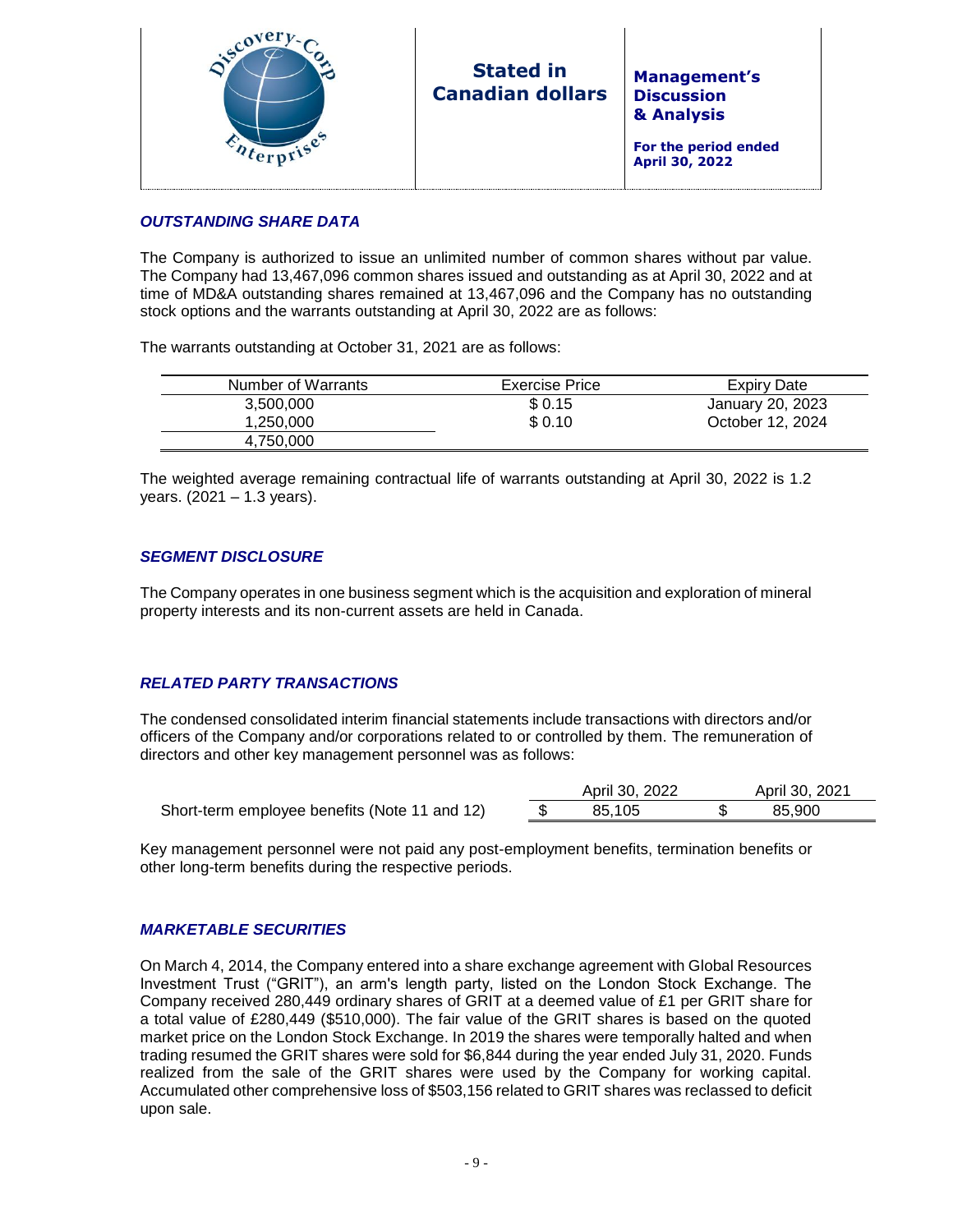### *OUTSTANDING SHARE DATA*

The Company is authorized to issue an unlimited number of common shares without par value. The Company had 13,467,096 common shares issued and outstanding as at April 30, 2022 and at time of MD&A outstanding shares remained at 13,467,096 and the Company has no outstanding stock options and the warrants outstanding at April 30, 2022 are as follows:

The warrants outstanding at October 31, 2021 are as follows:

| Number of Warrants | Exercise Price | Expiry Date |
|---|---|---|
| 3,500,000 | $ 0.15 | January 20, 2023 |
| 1,250,000 | $ 0.10 | October 12, 2024 |
| 4,750,000 | | |

The weighted average remaining contractual life of warrants outstanding at April 30, 2022 is 1.2 years. (2021 – 1.3 years).

### *SEGMENT DISCLOSURE*

The Company operates in one business segment which is the acquisition and exploration of mineral property interests and its non-current assets are held in Canada.

### *RELATED PARTY TRANSACTIONS*

The condensed consolidated interim financial statements include transactions with directors and/or officers of the Company and/or corporations related to or controlled by them. The remuneration of directors and other key management personnel was as follows:

| | April 30, 2022 | April 30, 2021 |
|---|---|---|
| Short-term employee benefits (Note 11 and 12) | $ 85,105 | $ 85,900 |

Key management personnel were not paid any post-employment benefits, termination benefits or other long-term benefits during the respective periods.

### *MARKETABLE SECURITIES*

On March 4, 2014, the Company entered into a share exchange agreement with Global Resources Investment Trust ("GRIT"), an arm's length party, listed on the London Stock Exchange. The Company received 280,449 ordinary shares of GRIT at a deemed value of £1 per GRIT share for a total value of £280,449 ($510,000). The fair value of the GRIT shares is based on the quoted market price on the London Stock Exchange. In 2019 the shares were temporally halted and when trading resumed the GRIT shares were sold for $6,844 during the year ended July 31, 2020. Funds realized from the sale of the GRIT shares were used by the Company for working capital. Accumulated other comprehensive loss of $503,156 related to GRIT shares was reclassed to deficit upon sale.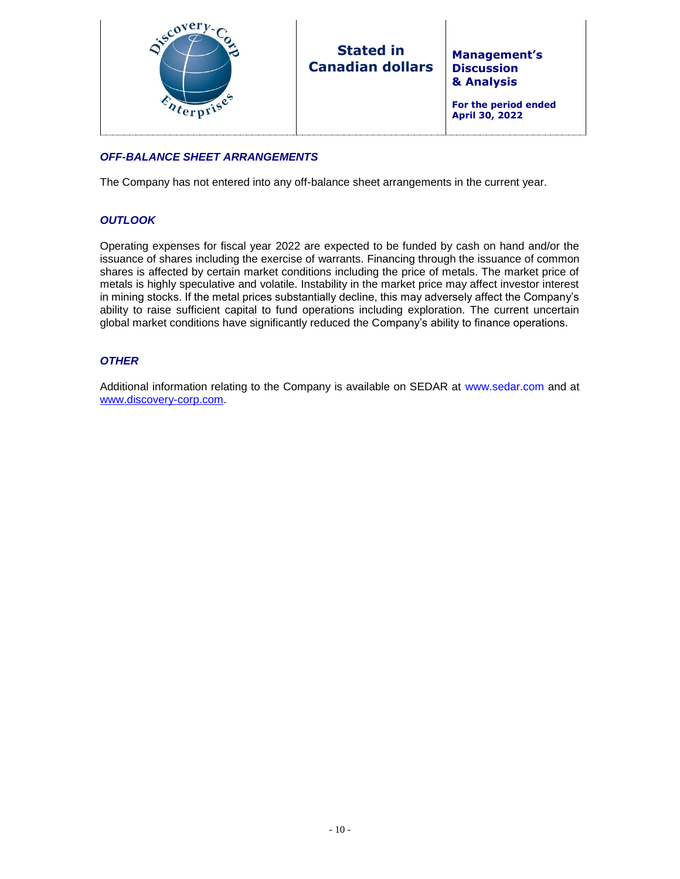### *OFF-BALANCE SHEET ARRANGEMENTS*

The Company has not entered into any off-balance sheet arrangements in the current year.

### *OUTLOOK*

Operating expenses for fiscal year 2022 are expected to be funded by cash on hand and/or the issuance of shares including the exercise of warrants. Financing through the issuance of common shares is affected by certain market conditions including the price of metals. The market price of metals is highly speculative and volatile. Instability in the market price may affect investor interest in mining stocks. If the metal prices substantially decline, this may adversely affect the Company's ability to raise sufficient capital to fund operations including exploration. The current uncertain global market conditions have significantly reduced the Company's ability to finance operations.

### *OTHER*

Additional information relating to the Company is available on SEDAR at www.sedar.com and at www.discovery-corp.com.